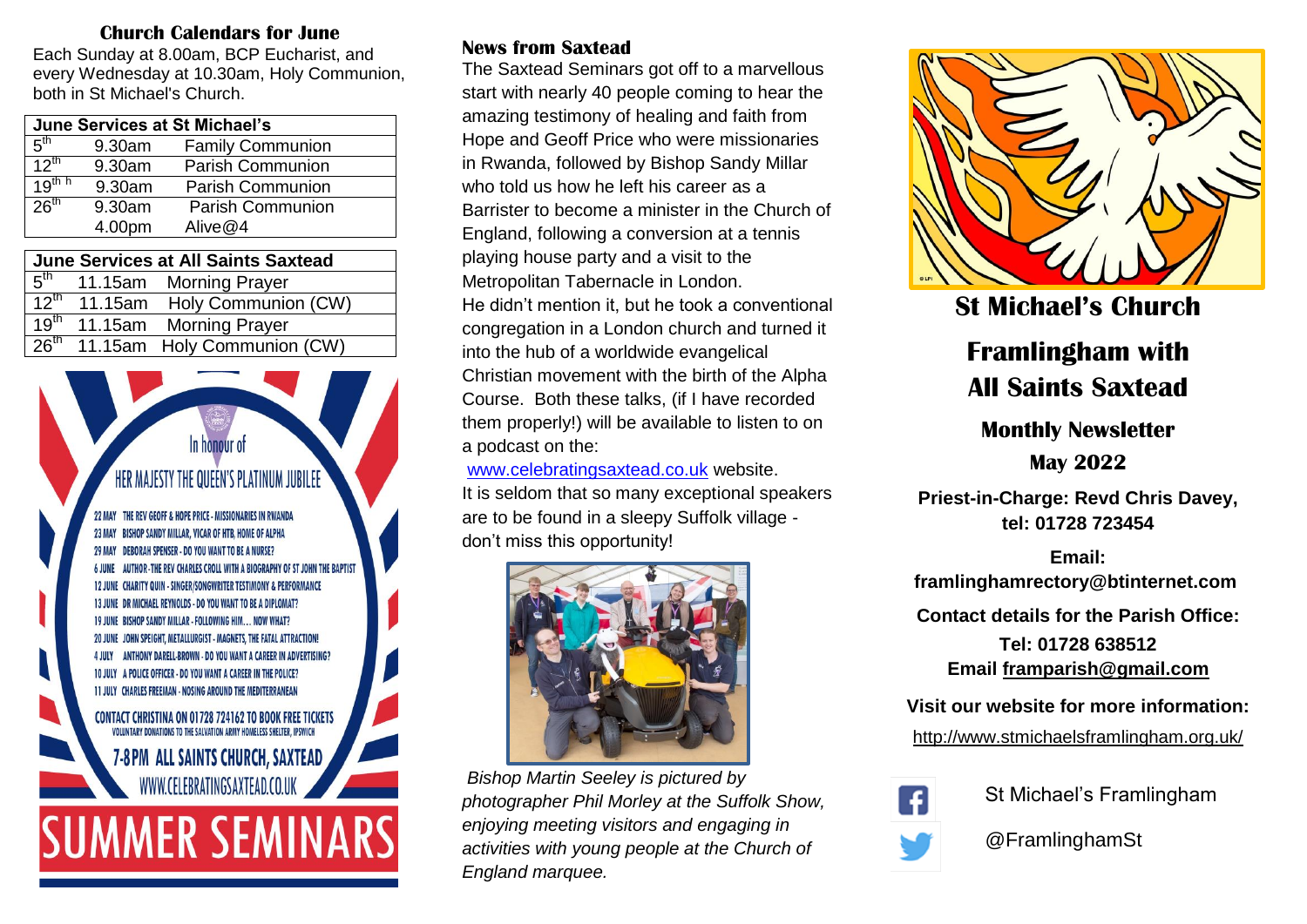## Church Calendars for June

Each Sunday at 8.00am, BCP Eucharist, and every Wednesday at 10.30am, Holy Communion, both in St Michael's Church.

| June Services at St Michael's | | |
|---|---|---|
| 5th | 9.30am | Family Communion |
| 12th | 9.30am | Parish Communion |
| 19th h | 9.30am | Parish Communion |
| 26th | 9.30am | Parish Communion |
| | 4.00pm | Alive@4 |

| June Services at All Saints Saxtead | | |
|---|---|---|
| 5th | 11.15am | Morning Prayer |
| 12th | 11.15am | Holy Communion (CW) |
| 19th | 11.15am | Morning Prayer |
| 26th | 11.15am | Holy Communion (CW) |

In honour of

HER MAJESTY THE QUEEN'S PLATINUM JUBILEE

22 MAY THE REV GEOFF & HOPE PRICE - MISSIONARIES IN RWANDA
23 MAY BISHOP SANDY MILLAR, VICAR OF HTB, HOME OF ALPHA
29 MAY DEBORAH SPENSER - DO YOU WANT TO BE A NURSE?
6 JUNE AUTHOR-THE REV CHARLES CROLL WITH A BIOGRAPHY OF ST JOHN THE BAPTIST
12 JUNE CHARITY QUIN - SINGER/SONGWRITER TESTIMONY & PERFORMANCE
13 JUNE DR MICHAEL REYNOLDS - DO YOU WANT TO BE A DIPLOMAT?
19 JUNE BISHOP SANDY MILLAR - FOLLOWING HIM... NOW WHAT?
20 JUNE JOHN SPEIGHT, METALLURGIST - MAGNETS, THE FATAL ATTRACTION!
4 JULY ANTHONY DARELL-BROWN - DO YOU WANT A CAREER IN ADVERTISING?
10 JULY A POLICE OFFICER - DO YOU WANT A CAREER IN THE POLICE?
11 JULY CHARLES FREEMAN - NOSING AROUND THE MEDITERRANEAN

CONTACT CHRISTINA ON 01728 724162 TO BOOK FREE TICKETS
VOLUNTARY DONATIONS TO THE SALVATION ARMY HOMELESS SHELTER, IPSWICH

7-8PM ALL SAINTS CHURCH, SAXTEAD
WWW.CELEBRATINGSAXTEAD.CO.UK

SUMMER SEMINARS

## News from Saxtead

The Saxtead Seminars got off to a marvellous start with nearly 40 people coming to hear the amazing testimony of healing and faith from Hope and Geoff Price who were missionaries in Rwanda, followed by Bishop Sandy Millar who told us how he left his career as a Barrister to become a minister in the Church of England, following a conversion at a tennis playing house party and a visit to the Metropolitan Tabernacle in London.

He didn't mention it, but he took a conventional congregation in a London church and turned it into the hub of a worldwide evangelical Christian movement with the birth of the Alpha Course. Both these talks, (if I have recorded them properly!) will be available to listen to on a podcast on the:

www.celebratingsaxtead.co.uk website.

It is seldom that so many exceptional speakers are to be found in a sleepy Suffolk village - don't miss this opportunity!

*Bishop Martin Seeley is pictured by photographer Phil Morley at the Suffolk Show, enjoying meeting visitors and engaging in activities with young people at the Church of England marquee.*

# St Michael's Church

# Framlingham with All Saints Saxtead

## Monthly Newsletter

## May 2022

**Priest-in-Charge: Revd Chris Davey, tel: 01728 723454**

**Email: framlinghamrectory@btinternet.com**

**Contact details for the Parish Office:**

**Tel: 01728 638512**
**Email framparish@gmail.com**

**Visit our website for more information:**

http://www.stmichaelsframlingham.org.uk/

St Michael's Framlingham

@FramlinghamSt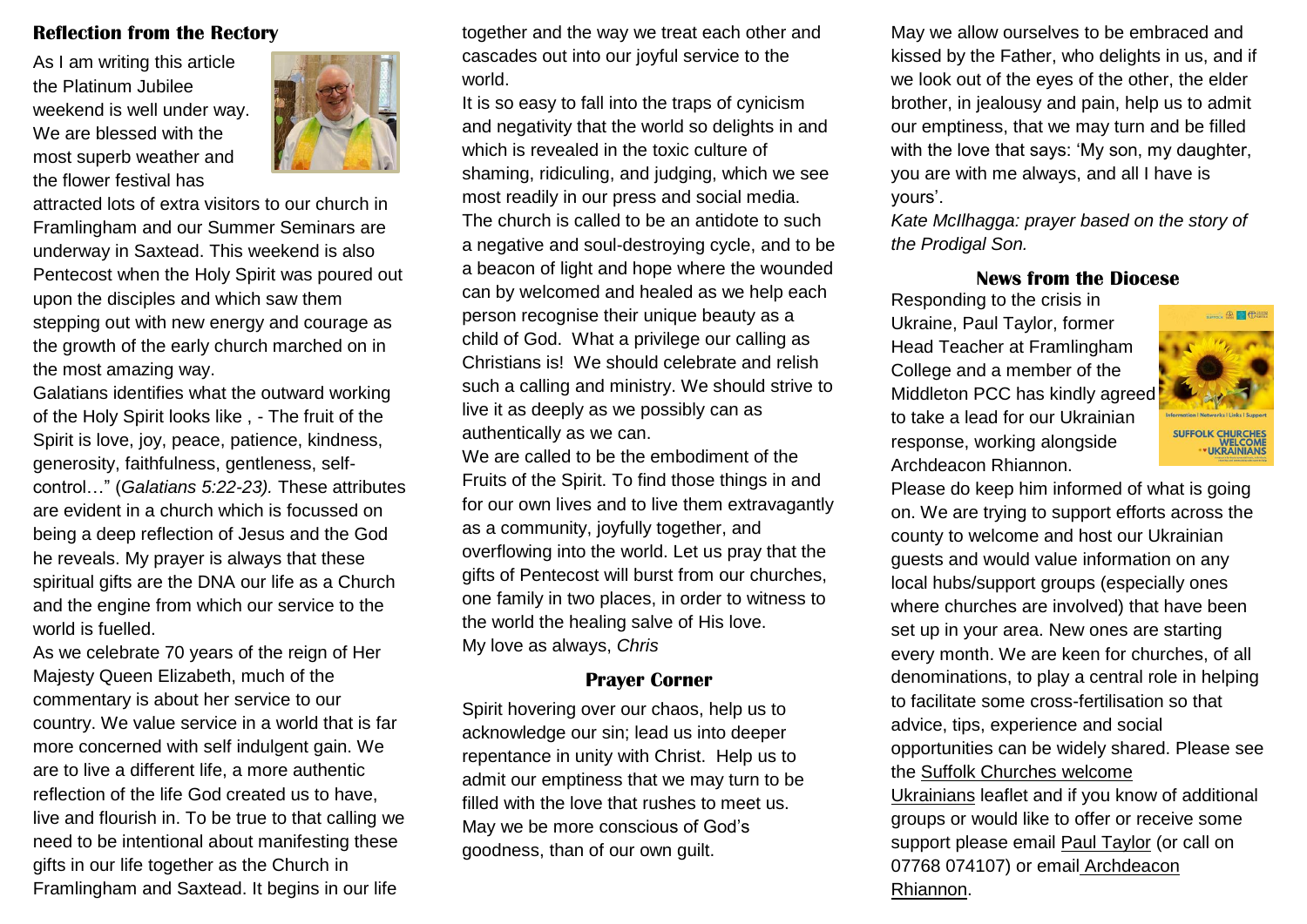## Reflection from the Rectory

As I am writing this article the Platinum Jubilee weekend is well under way. We are blessed with the most superb weather and the flower festival has attracted lots of extra visitors to our church in Framlingham and our Summer Seminars are underway in Saxtead. This weekend is also Pentecost when the Holy Spirit was poured out upon the disciples and which saw them stepping out with new energy and courage as the growth of the early church marched on in the most amazing way.

Galatians identifies what the outward working of the Holy Spirit looks like , - The fruit of the Spirit is love, joy, peace, patience, kindness, generosity, faithfulness, gentleness, self-control…" (*Galatians 5:22-23).* These attributes are evident in a church which is focussed on being a deep reflection of Jesus and the God he reveals. My prayer is always that these spiritual gifts are the DNA our life as a Church and the engine from which our service to the world is fuelled.

As we celebrate 70 years of the reign of Her Majesty Queen Elizabeth, much of the commentary is about her service to our country. We value service in a world that is far more concerned with self indulgent gain. We are to live a different life, a more authentic reflection of the life God created us to have, live and flourish in. To be true to that calling we need to be intentional about manifesting these gifts in our life together as the Church in Framlingham and Saxtead. It begins in our life together and the way we treat each other and cascades out into our joyful service to the world.

It is so easy to fall into the traps of cynicism and negativity that the world so delights in and which is revealed in the toxic culture of shaming, ridiculing, and judging, which we see most readily in our press and social media. The church is called to be an antidote to such a negative and soul-destroying cycle, and to be a beacon of light and hope where the wounded can by welcomed and healed as we help each person recognise their unique beauty as a child of God. What a privilege our calling as Christians is! We should celebrate and relish such a calling and ministry. We should strive to live it as deeply as we possibly can as authentically as we can.

We are called to be the embodiment of the Fruits of the Spirit. To find those things in and for our own lives and to live them extravagantly as a community, joyfully together, and overflowing into the world. Let us pray that the gifts of Pentecost will burst from our churches, one family in two places, in order to witness to the world the healing salve of His love.

My love as always, *Chris*

## Prayer Corner

Spirit hovering over our chaos, help us to acknowledge our sin; lead us into deeper repentance in unity with Christ. Help us to admit our emptiness that we may turn to be filled with the love that rushes to meet us. May we be more conscious of God's goodness, than of our own guilt.

May we allow ourselves to be embraced and kissed by the Father, who delights in us, and if we look out of the eyes of the other, the elder brother, in jealousy and pain, help us to admit our emptiness, that we may turn and be filled with the love that says: 'My son, my daughter, you are with me always, and all I have is yours'.

*Kate McIlhagga: prayer based on the story of the Prodigal Son.*

## News from the Diocese

Responding to the crisis in Ukraine, Paul Taylor, former Head Teacher at Framlingham College and a member of the Middleton PCC has kindly agreed to take a lead for our Ukrainian response, working alongside Archdeacon Rhiannon.

Please do keep him informed of what is going on. We are trying to support efforts across the county to welcome and host our Ukrainian guests and would value information on any local hubs/support groups (especially ones where churches are involved) that have been set up in your area. New ones are starting every month. We are keen for churches, of all denominations, to play a central role in helping to facilitate some cross-fertilisation so that advice, tips, experience and social opportunities can be widely shared. Please see the Suffolk Churches welcome Ukrainians leaflet and if you know of additional groups or would like to offer or receive some support please email Paul Taylor (or call on 07768 074107) or email Archdeacon Rhiannon.